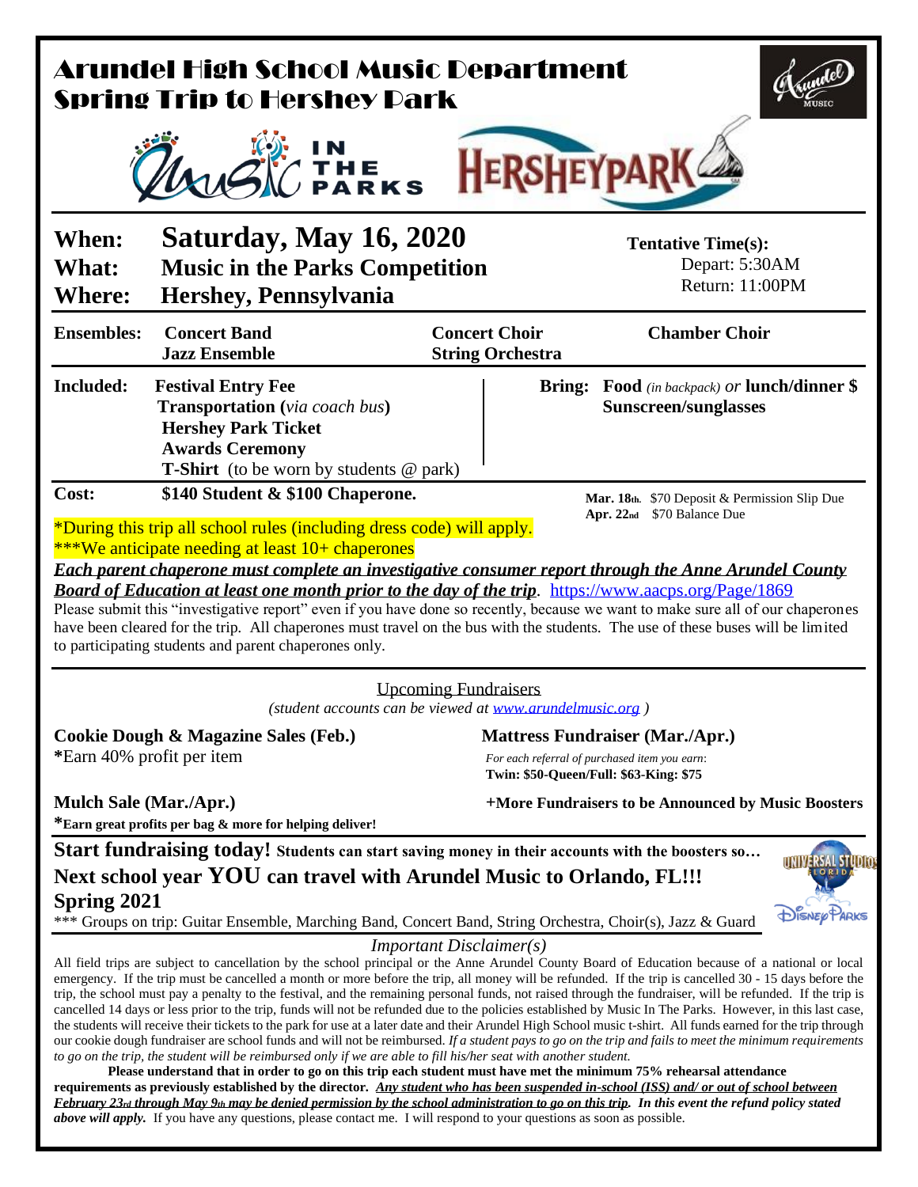# Arundel High School Music Department
# Spring Trip to Hershey Park

**When:** **Saturday, May 16, 2020**
**What:** **Music in the Parks Competition**
**Where:** **Hershey, Pennsylvania**

**Tentative Time(s):**
Depart: 5:30AM
Return: 11:00PM

**Ensembles:** **Concert Band**, **Jazz Ensemble**, **Concert Choir**, **String Orchestra**, **Chamber Choir**

**Included:**
- **Festival Entry Fee**
- **Transportation (***via coach bus***)**
- **Hershey Park Ticket**
- **Awards Ceremony**
- **T-Shirt** (to be worn by students @ park)

**Bring:** **Food** *(in backpack)* *or* **lunch/dinner $**
**Sunscreen/sunglasses**

**Cost:** **$140 Student & $100 Chaperone.**

**Mar. 18th.** $70 Deposit & Permission Slip Due
**Apr. 22nd** $70 Balance Due

*During this trip all school rules (including dress code) will apply.
***We anticipate needing at least 10+ chaperones

***Each parent chaperone must complete an investigative consumer report through the Anne Arundel County Board of Education at least one month prior to the day of the trip.*** https://www.aacps.org/Page/1869
Please submit this "investigative report" even if you have done so recently, because we want to make sure all of our chaperones have been cleared for the trip. All chaperones must travel on the bus with the students. The use of these buses will be limited to participating students and parent chaperones only.

---

## Upcoming Fundraisers

*(student accounts can be viewed at www.arundelmusic.org )*

**Cookie Dough & Magazine Sales (Feb.)**
***Earn 40% profit per item

**Mattress Fundraiser (Mar./Apr.)**
*For each referral of purchased item you earn*:
**Twin: $50-Queen/Full: $63-King: $75**

**Mulch Sale (Mar./Apr.)**
***Earn great profits per bag & more for helping deliver!**

**+More Fundraisers to be Announced by Music Boosters**

**Start fundraising today! Students can start saving money in their accounts with the boosters so…**
**Next school year YOU can travel with Arundel Music to Orlando, FL!!!**
**Spring 2021**
*** Groups on trip: Guitar Ensemble, Marching Band, Concert Band, String Orchestra, Choir(s), Jazz & Guard

*Important Disclaimer(s)*

All field trips are subject to cancellation by the school principal or the Anne Arundel County Board of Education because of a national or local emergency. If the trip must be cancelled a month or more before the trip, all money will be refunded. If the trip is cancelled 30 - 15 days before the trip, the school must pay a penalty to the festival, and the remaining personal funds, not raised through the fundraiser, will be refunded. If the trip is cancelled 14 days or less prior to the trip, funds will not be refunded due to the policies established by Music In The Parks. However, in this last case, the students will receive their tickets to the park for use at a later date and their Arundel High School music t-shirt. All funds earned for the trip through our cookie dough fundraiser are school funds and will not be reimbursed. *If a student pays to go on the trip and fails to meet the minimum requirements to go on the trip, the student will be reimbursed only if we are able to fill his/her seat with another student.*

**Please understand that in order to go on this trip each student must have met the minimum 75% rehearsal attendance requirements as previously established by the director.** ***Any student who has been suspended in-school (ISS) and/ or out of school between February 23rd through May 9th may be denied permission by the school administration to go on this trip. In this event the refund policy stated above will apply.*** If you have any questions, please contact me. I will respond to your questions as soon as possible.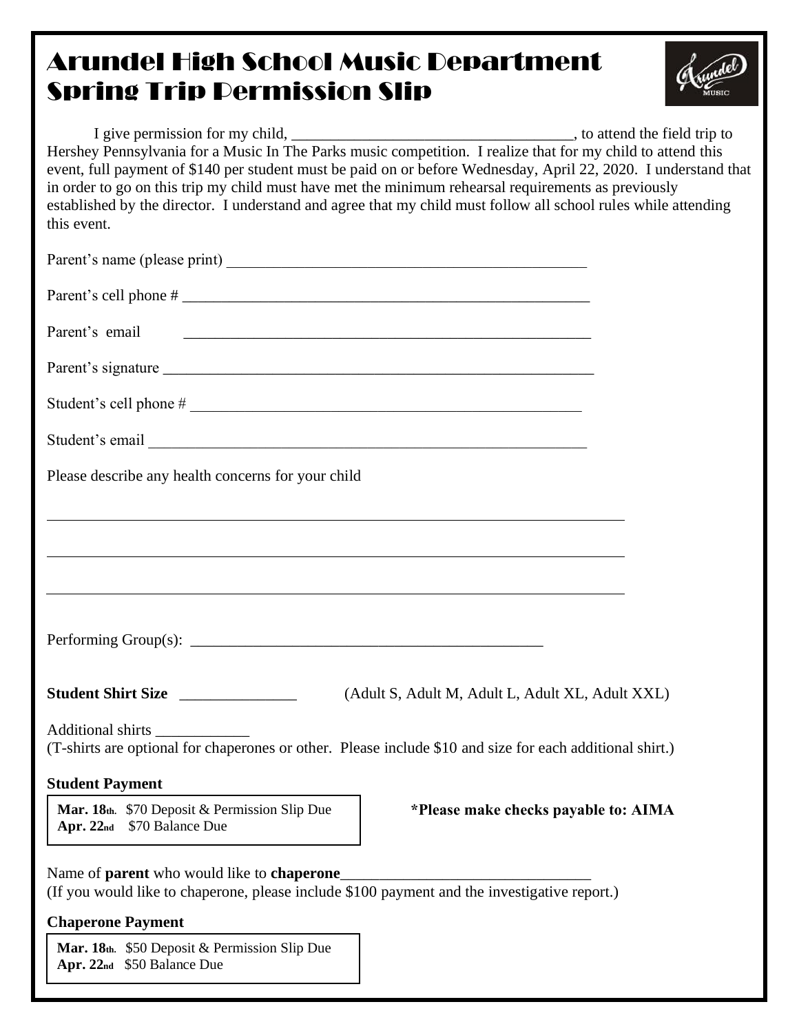# Arundel High School Music Department Spring Trip Permission Slip

I give permission for my child, ___________________________________, to attend the field trip to Hershey Pennsylvania for a Music In The Parks music competition. I realize that for my child to attend this event, full payment of $140 per student must be paid on or before Wednesday, April 22, 2020. I understand that in order to go on this trip my child must have met the minimum rehearsal requirements as previously established by the director. I understand and agree that my child must follow all school rules while attending this event.

Parent's name (please print) ______________________________________________

Parent's cell phone # ______________________________________________

Parent's email ______________________________________________

Parent's signature ______________________________________________

Student's cell phone # ______________________________________________

Student's email ______________________________________________

Please describe any health concerns for your child

______________________________________________________________________

______________________________________________________________________

______________________________________________________________________

Performing Group(s): ______________________________________________

**Student Shirt Size** _______________ (Adult S, Adult M, Adult L, Adult XL, Adult XXL)

Additional shirts ____________
(T-shirts are optional for chaperones or other. Please include $10 and size for each additional shirt.)

**Student Payment**

**Mar. 18th.** $70 Deposit & Permission Slip Due
**Apr. 22nd** $70 Balance Due

**\*Please make checks payable to: AIMA**

Name of **parent** who would like to **chaperone**________________________________
(If you would like to chaperone, please include $100 payment and the investigative report.)

**Chaperone Payment**

**Mar. 18th.** $50 Deposit & Permission Slip Due
**Apr. 22nd** $50 Balance Due